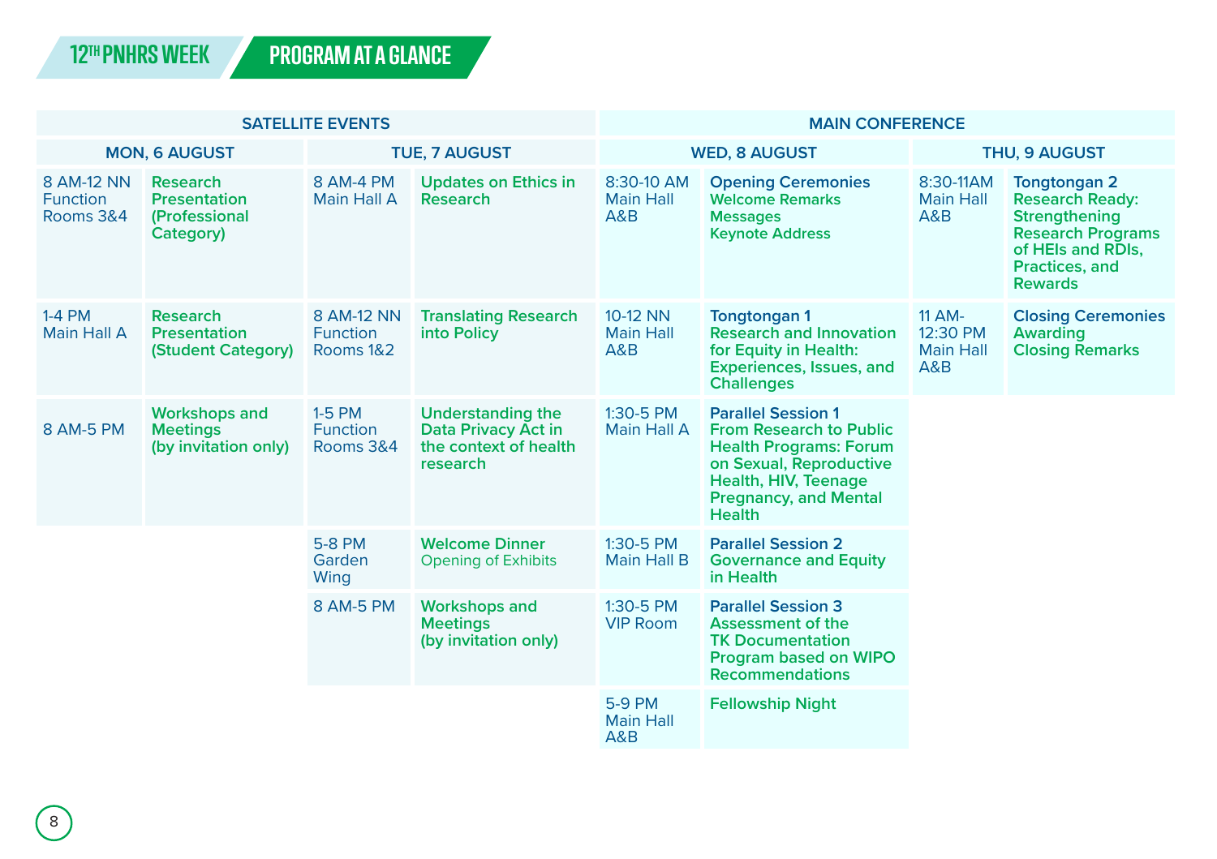# 12TH PNHRS WEEK

## PROGRAM AT A GLANCE

| SATELLITE EVENTS | | | | MAIN CONFERENCE | | | |
|---|---|---|---|---|---|---|---|
| **MON, 6 AUGUST** | | **TUE, 7 AUGUST** | | **WED, 8 AUGUST** | | **THU, 9 AUGUST** | |
| 8 AM-12 NN Function Rooms 3&4 | **Research Presentation (Professional Category)** | 8 AM-4 PM Main Hall A | **Updates on Ethics in Research** | 8:30-10 AM Main Hall A&B | **Opening Ceremonies** Welcome Remarks Messages Keynote Address | 8:30-11AM Main Hall A&B | **Tongtongan 2** Research Ready: Strengthening Research Programs of HEIs and RDIs, Practices, and Rewards |
| 1-4 PM Main Hall A | **Research Presentation (Student Category)** | 8 AM-12 NN Function Rooms 1&2 | **Translating Research into Policy** | 10-12 NN Main Hall A&B | **Tongtongan 1** Research and Innovation for Equity in Health: Experiences, Issues, and Challenges | 11 AM-12:30 PM Main Hall A&B | **Closing Ceremonies** Awarding Closing Remarks |
| 8 AM-5 PM | **Workshops and Meetings (by invitation only)** | 1-5 PM Function Rooms 3&4 | **Understanding the Data Privacy Act in the context of health research** | 1:30-5 PM Main Hall A | **Parallel Session 1** From Research to Public Health Programs: Forum on Sexual, Reproductive Health, HIV, Teenage Pregnancy, and Mental Health | | |
| | | 5-8 PM Garden Wing | **Welcome Dinner** Opening of Exhibits | 1:30-5 PM Main Hall B | **Parallel Session 2** Governance and Equity in Health | | |
| | | 8 AM-5 PM | **Workshops and Meetings (by invitation only)** | 1:30-5 PM VIP Room | **Parallel Session 3** Assessment of the TK Documentation Program based on WIPO Recommendations | | |
| | | | | 5-9 PM Main Hall A&B | **Fellowship Night** | | |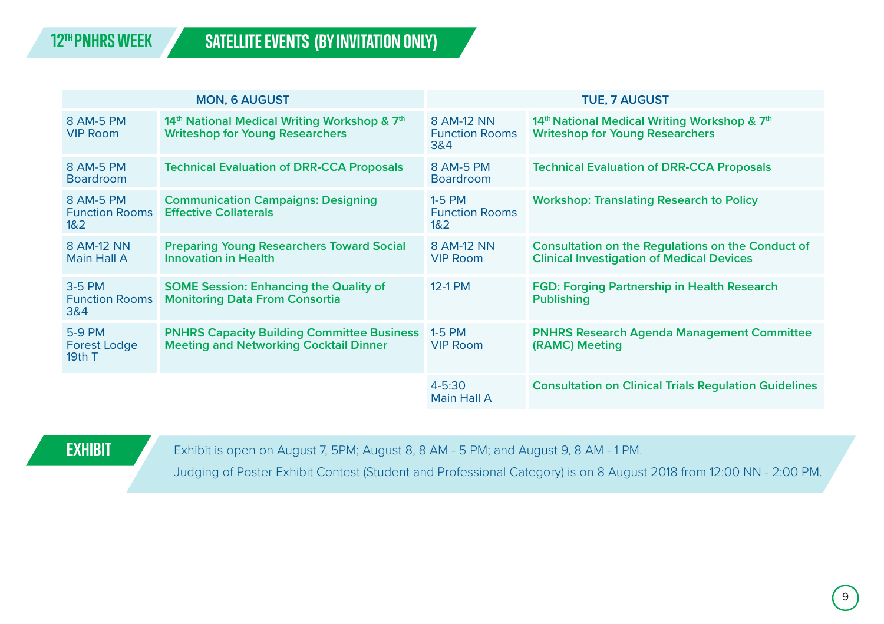# 12[TH] PNHRS WEEK

## SATELLITE EVENTS (BY INVITATION ONLY)

| MON, 6 AUGUST | | TUE, 7 AUGUST | |
|---|---|---|---|
| 8 AM-5 PM VIP Room | **14th National Medical Writing Workshop & 7th Writeshop for Young Researchers** | 8 AM-12 NN Function Rooms 3&4 | **14th National Medical Writing Workshop & 7th Writeshop for Young Researchers** |
| 8 AM-5 PM Boardroom | **Technical Evaluation of DRR-CCA Proposals** | 8 AM-5 PM Boardroom | **Technical Evaluation of DRR-CCA Proposals** |
| 8 AM-5 PM Function Rooms 1&2 | **Communication Campaigns: Designing Effective Collaterals** | 1-5 PM Function Rooms 1&2 | **Workshop: Translating Research to Policy** |
| 8 AM-12 NN Main Hall A | **Preparing Young Researchers Toward Social Innovation in Health** | 8 AM-12 NN VIP Room | **Consultation on the Regulations on the Conduct of Clinical Investigation of Medical Devices** |
| 3-5 PM Function Rooms 3&4 | **SOME Session: Enhancing the Quality of Monitoring Data From Consortia** | 12-1 PM | **FGD: Forging Partnership in Health Research Publishing** |
| 5-9 PM Forest Lodge 19th T | **PNHRS Capacity Building Committee Business Meeting and Networking Cocktail Dinner** | 1-5 PM VIP Room | **PNHRS Research Agenda Management Committee (RAMC) Meeting** |
| | | 4-5:30 Main Hall A | **Consultation on Clinical Trials Regulation Guidelines** |

## EXHIBIT

Exhibit is open on August 7, 5PM; August 8, 8 AM - 5 PM; and August 9, 8 AM - 1 PM.

Judging of Poster Exhibit Contest (Student and Professional Category) is on 8 August 2018 from 12:00 NN - 2:00 PM.